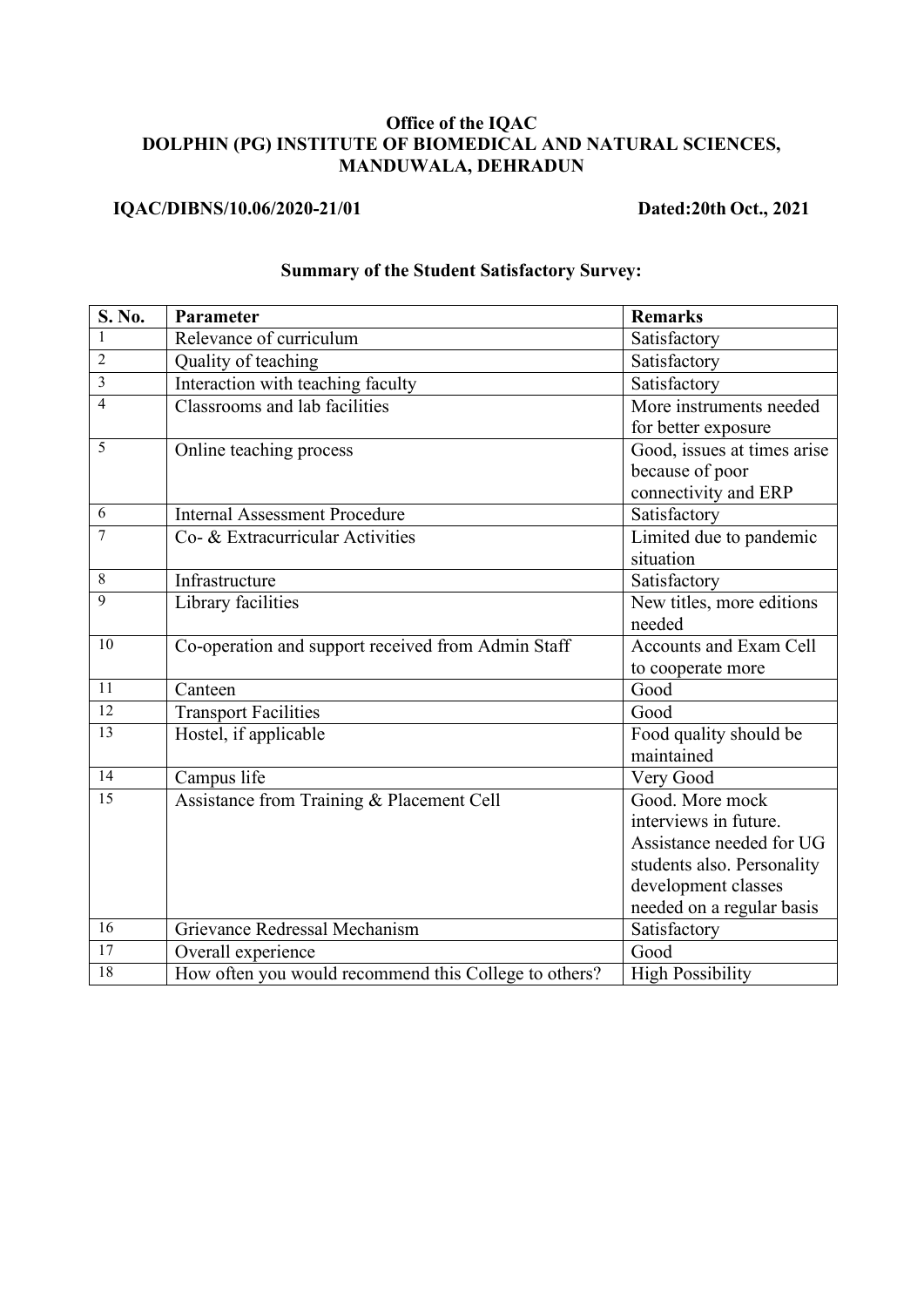**Office of the IQAC**
**DOLPHIN (PG) INSTITUTE OF BIOMEDICAL AND NATURAL SCIENCES, MANDUWALA, DEHRADUN**

**IQAC/DIBNS/10.06/2020-21/01** **Dated:20th Oct., 2021**

**Summary of the Student Satisfactory Survey:**

| S. No. | Parameter | Remarks |
|---|---|---|
| 1 | Relevance of curriculum | Satisfactory |
| 2 | Quality of teaching | Satisfactory |
| 3 | Interaction with teaching faculty | Satisfactory |
| 4 | Classrooms and lab facilities | More instruments needed for better exposure |
| 5 | Online teaching process | Good, issues at times arise because of poor connectivity and ERP |
| 6 | Internal Assessment Procedure | Satisfactory |
| 7 | Co- & Extracurricular Activities | Limited due to pandemic situation |
| 8 | Infrastructure | Satisfactory |
| 9 | Library facilities | New titles, more editions needed |
| 10 | Co-operation and support received from Admin Staff | Accounts and Exam Cell to cooperate more |
| 11 | Canteen | Good |
| 12 | Transport Facilities | Good |
| 13 | Hostel, if applicable | Food quality should be maintained |
| 14 | Campus life | Very Good |
| 15 | Assistance from Training & Placement Cell | Good. More mock interviews in future. Assistance needed for UG students also. Personality development classes needed on a regular basis |
| 16 | Grievance Redressal Mechanism | Satisfactory |
| 17 | Overall experience | Good |
| 18 | How often you would recommend this College to others? | High Possibility |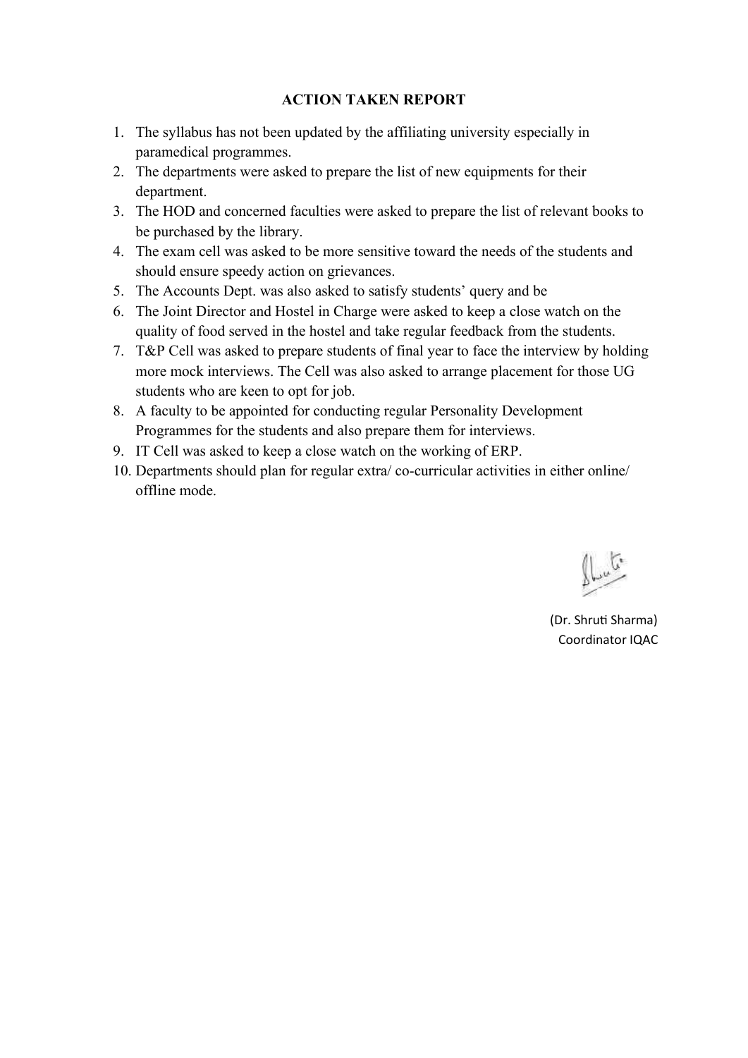# ACTION TAKEN REPORT

1. The syllabus has not been updated by the affiliating university especially in paramedical programmes.
2. The departments were asked to prepare the list of new equipments for their department.
3. The HOD and concerned faculties were asked to prepare the list of relevant books to be purchased by the library.
4. The exam cell was asked to be more sensitive toward the needs of the students and should ensure speedy action on grievances.
5. The Accounts Dept. was also asked to satisfy students' query and be
6. The Joint Director and Hostel in Charge were asked to keep a close watch on the quality of food served in the hostel and take regular feedback from the students.
7. T&P Cell was asked to prepare students of final year to face the interview by holding more mock interviews. The Cell was also asked to arrange placement for those UG students who are keen to opt for job.
8. A faculty to be appointed for conducting regular Personality Development Programmes for the students and also prepare them for interviews.
9. IT Cell was asked to keep a close watch on the working of ERP.
10. Departments should plan for regular extra/ co-curricular activities in either online/ offline mode.

(Dr. Shruti Sharma)
Coordinator IQAC